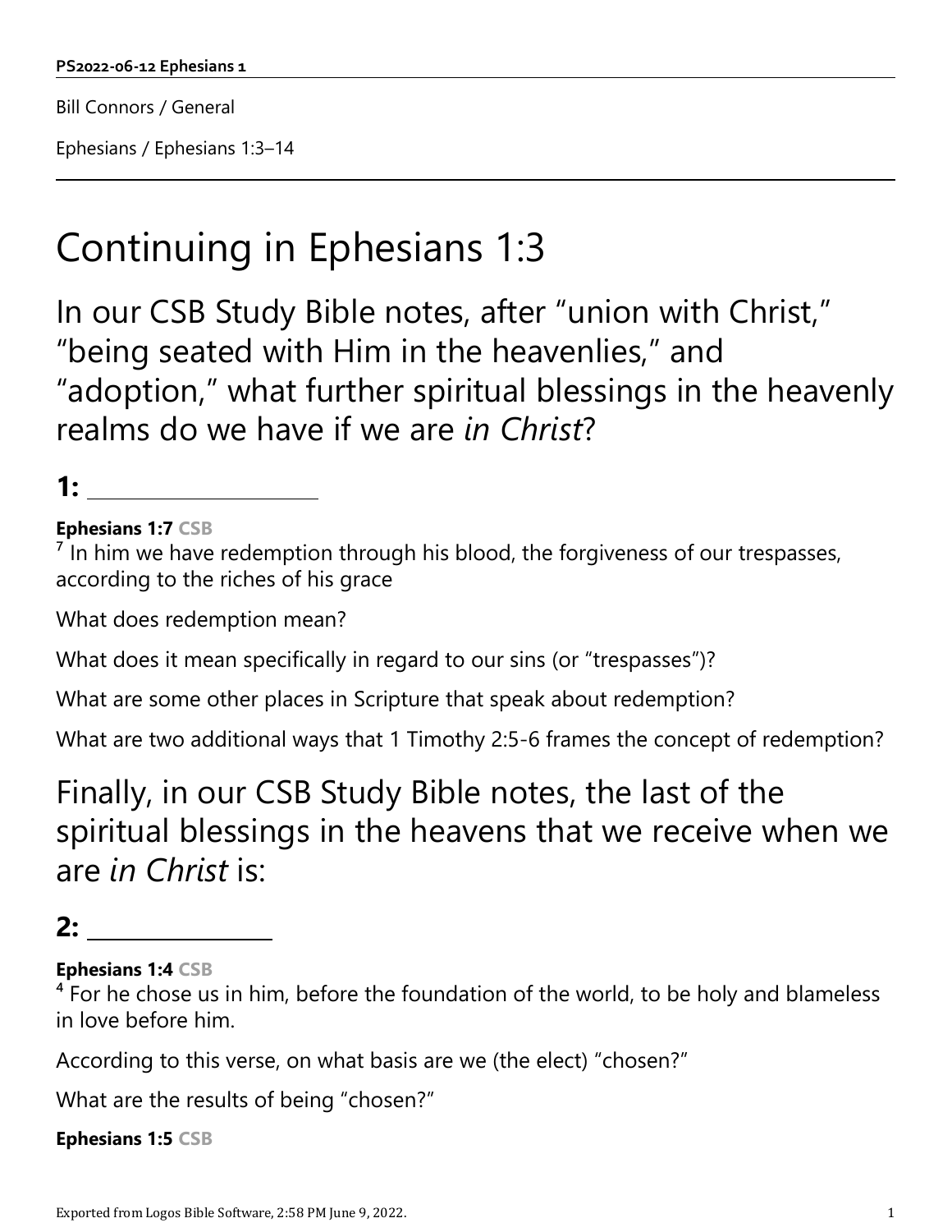**PS2022-06-12 Ephesians 1**

Bill Connors / General

Ephesians / Ephesians 1:3–14

# Continuing in Ephesians 1:3

## In our CSB Study Bible notes, after “union with Christ,” “being seated with Him in the heavenlies,” and “adoption,” what further spiritual blessings in the heavenly realms do we have if we are *in Christ*?

### 1: ____________________

**Ephesians 1:7 CSB**
[7] In him we have redemption through his blood, the forgiveness of our trespasses, according to the riches of his grace

What does redemption mean?

What does it mean specifically in regard to our sins (or “trespasses”)?

What are some other places in Scripture that speak about redemption?

What are two additional ways that 1 Timothy 2:5-6 frames the concept of redemption?

## Finally, in our CSB Study Bible notes, the last of the spiritual blessings in the heavens that we receive when we are *in Christ* is:

### 2: ________________

**Ephesians 1:4 CSB**
[4] For he chose us in him, before the foundation of the world, to be holy and blameless in love before him.

According to this verse, on what basis are we (the elect) “chosen?”

What are the results of being “chosen?”

**Ephesians 1:5 CSB**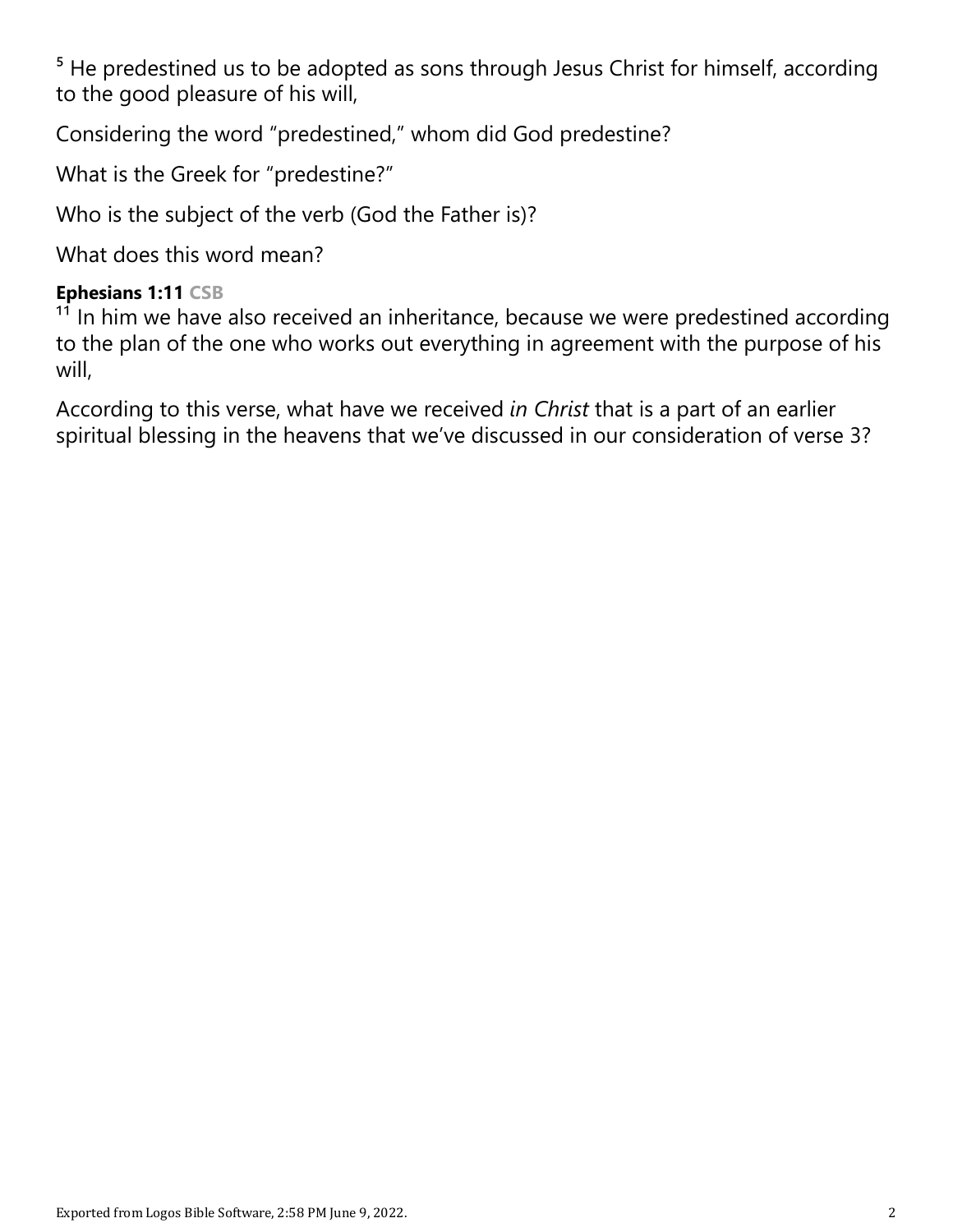[5] He predestined us to be adopted as sons through Jesus Christ for himself, according to the good pleasure of his will,

Considering the word “predestined,” whom did God predestine?

What is the Greek for “predestine?”

Who is the subject of the verb (God the Father is)?

What does this word mean?

**Ephesians 1:11** CSB
[11] In him we have also received an inheritance, because we were predestined according to the plan of the one who works out everything in agreement with the purpose of his will,

According to this verse, what have we received *in Christ* that is a part of an earlier spiritual blessing in the heavens that we’ve discussed in our consideration of verse 3?